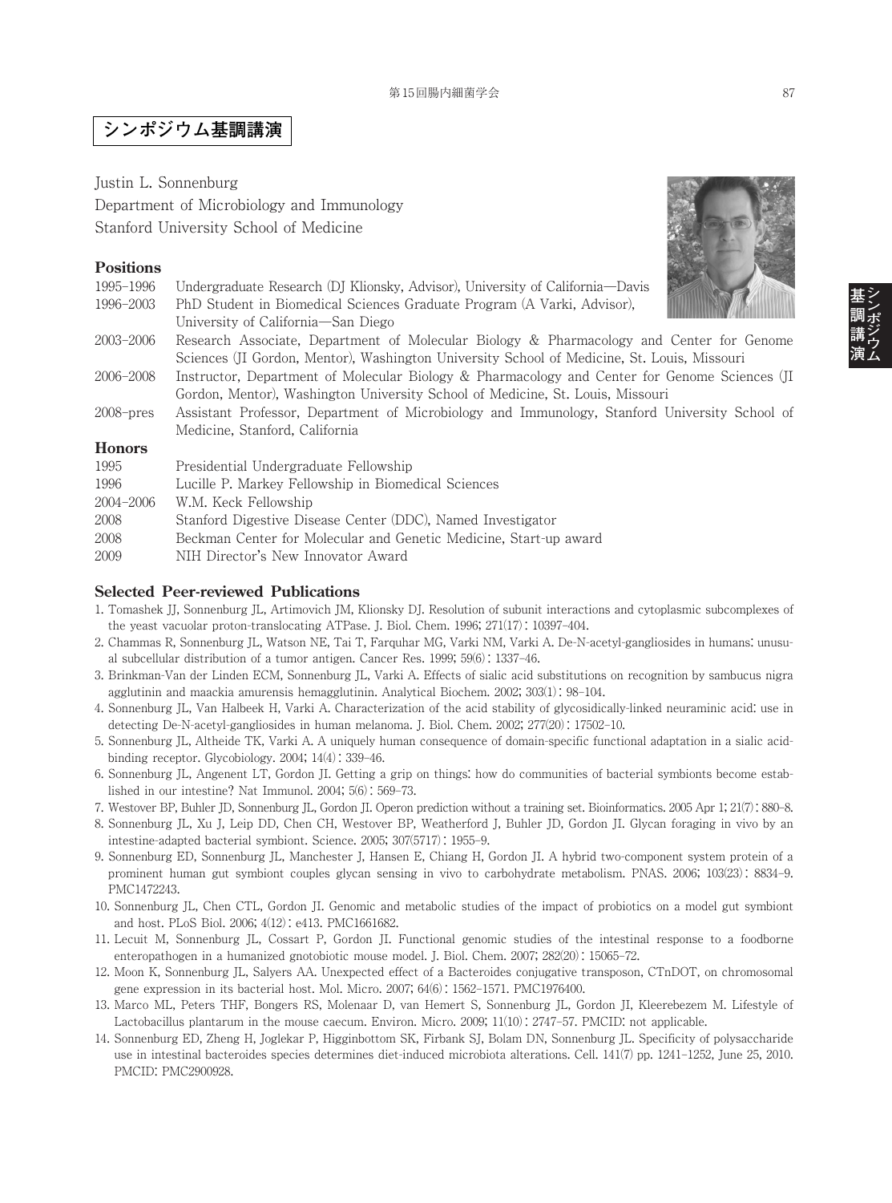# シンポジウム基調講演

Justin L. Sonnenburg
Department of Microbiology and Immunology
Stanford University School of Medicine

## Positions

| | |
|---|---|
| 1995–1996 | Undergraduate Research (DJ Klionsky, Advisor), University of California—Davis |
| 1996–2003 | PhD Student in Biomedical Sciences Graduate Program (A Varki, Advisor), University of California—San Diego |
| 2003–2006 | Research Associate, Department of Molecular Biology & Pharmacology and Center for Genome Sciences (JI Gordon, Mentor), Washington University School of Medicine, St. Louis, Missouri |
| 2006–2008 | Instructor, Department of Molecular Biology & Pharmacology and Center for Genome Sciences (JI Gordon, Mentor), Washington University School of Medicine, St. Louis, Missouri |
| 2008–pres | Assistant Professor, Department of Microbiology and Immunology, Stanford University School of Medicine, Stanford, California |

## Honors

| | |
|---|---|
| 1995 | Presidential Undergraduate Fellowship |
| 1996 | Lucille P. Markey Fellowship in Biomedical Sciences |
| 2004–2006 | W.M. Keck Fellowship |
| 2008 | Stanford Digestive Disease Center (DDC), Named Investigator |
| 2008 | Beckman Center for Molecular and Genetic Medicine, Start-up award |
| 2009 | NIH Director's New Innovator Award |

## Selected Peer-reviewed Publications

1. Tomashek JJ, Sonnenburg JL, Artimovich JM, Klionsky DJ. Resolution of subunit interactions and cytoplasmic subcomplexes of the yeast vacuolar proton-translocating ATPase. J. Biol. Chem. 1996; 271(17) : 10397–404.
2. Chammas R, Sonnenburg JL, Watson NE, Tai T, Farquhar MG, Varki NM, Varki A. De-N-acetyl-gangliosides in humans: unusual subcellular distribution of a tumor antigen. Cancer Res. 1999; 59(6) : 1337–46.
3. Brinkman-Van der Linden ECM, Sonnenburg JL, Varki A. Effects of sialic acid substitutions on recognition by sambucus nigra agglutinin and maackia amurensis hemagglutinin. Analytical Biochem. 2002; 303(1) : 98–104.
4. Sonnenburg JL, Van Halbeek H, Varki A. Characterization of the acid stability of glycosidically-linked neuraminic acid: use in detecting De-N-acetyl-gangliosides in human melanoma. J. Biol. Chem. 2002; 277(20) : 17502–10.
5. Sonnenburg JL, Altheide TK, Varki A. A uniquely human consequence of domain-specific functional adaptation in a sialic acid-binding receptor. Glycobiology. 2004; 14(4) : 339–46.
6. Sonnenburg JL, Angenent LT, Gordon JI. Getting a grip on things: how do communities of bacterial symbionts become established in our intestine? Nat Immunol. 2004; 5(6) : 569–73.
7. Westover BP, Buhler JD, Sonnenburg JL, Gordon JI. Operon prediction without a training set. Bioinformatics. 2005 Apr 1; 21(7) : 880–8.
8. Sonnenburg JL, Xu J, Leip DD, Chen CH, Westover BP, Weatherford J, Buhler JD, Gordon JI. Glycan foraging in vivo by an intestine-adapted bacterial symbiont. Science. 2005; 307(5717) : 1955–9.
9. Sonnenburg ED, Sonnenburg JL, Manchester J, Hansen E, Chiang H, Gordon JI. A hybrid two-component system protein of a prominent human gut symbiont couples glycan sensing in vivo to carbohydrate metabolism. PNAS. 2006; 103(23) : 8834–9. PMC1472243.
10. Sonnenburg JL, Chen CTL, Gordon JI. Genomic and metabolic studies of the impact of probiotics on a model gut symbiont and host. PLoS Biol. 2006; 4(12) : e413. PMC1661682.
11. Lecuit M, Sonnenburg JL, Cossart P, Gordon JI. Functional genomic studies of the intestinal response to a foodborne enteropathogen in a humanized gnotobiotic mouse model. J. Biol. Chem. 2007; 282(20) : 15065–72.
12. Moon K, Sonnenburg JL, Salyers AA. Unexpected effect of a Bacteroides conjugative transposon, CTnDOT, on chromosomal gene expression in its bacterial host. Mol. Micro. 2007; 64(6) : 1562–1571. PMC1976400.
13. Marco ML, Peters THF, Bongers RS, Molenaar D, van Hemert S, Sonnenburg JL, Gordon JI, Kleerebezem M. Lifestyle of Lactobacillus plantarum in the mouse caecum. Environ. Micro. 2009; 11(10) : 2747–57. PMCID: not applicable.
14. Sonnenburg ED, Zheng H, Joglekar P, Higginbottom SK, Firbank SJ, Bolam DN, Sonnenburg JL. Specificity of polysaccharide use in intestinal bacteroides species determines diet-induced microbiota alterations. Cell. 141(7) pp. 1241–1252, June 25, 2010. PMCID: PMC2900928.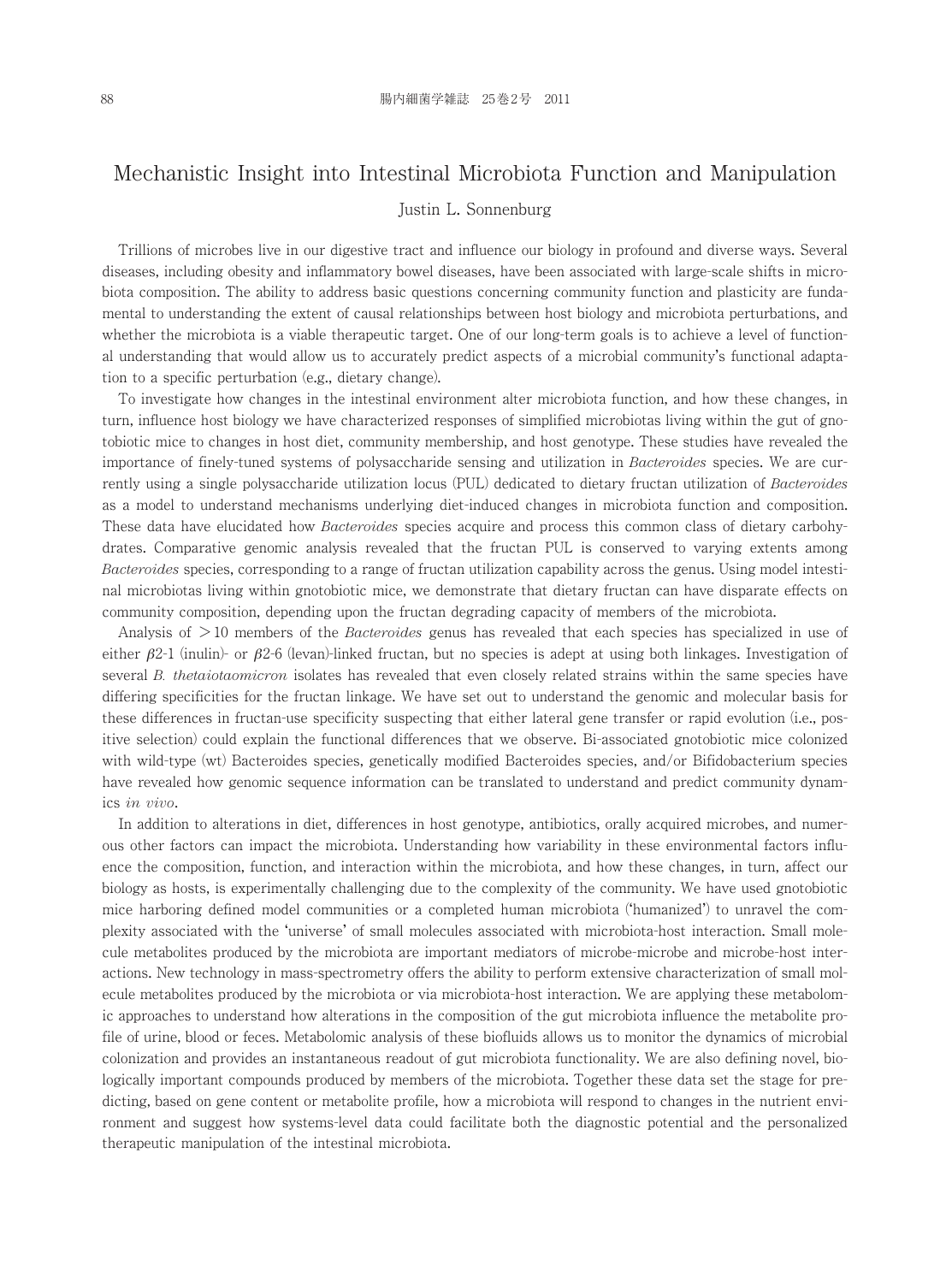# Mechanistic Insight into Intestinal Microbiota Function and Manipulation

Justin L. Sonnenburg

Trillions of microbes live in our digestive tract and influence our biology in profound and diverse ways. Several diseases, including obesity and inflammatory bowel diseases, have been associated with large-scale shifts in microbiota composition. The ability to address basic questions concerning community function and plasticity are fundamental to understanding the extent of causal relationships between host biology and microbiota perturbations, and whether the microbiota is a viable therapeutic target. One of our long-term goals is to achieve a level of functional understanding that would allow us to accurately predict aspects of a microbial community's functional adaptation to a specific perturbation (e.g., dietary change).

To investigate how changes in the intestinal environment alter microbiota function, and how these changes, in turn, influence host biology we have characterized responses of simplified microbiotas living within the gut of gnotobiotic mice to changes in host diet, community membership, and host genotype. These studies have revealed the importance of finely-tuned systems of polysaccharide sensing and utilization in *Bacteroides* species. We are currently using a single polysaccharide utilization locus (PUL) dedicated to dietary fructan utilization of *Bacteroides* as a model to understand mechanisms underlying diet-induced changes in microbiota function and composition. These data have elucidated how *Bacteroides* species acquire and process this common class of dietary carbohydrates. Comparative genomic analysis revealed that the fructan PUL is conserved to varying extents among *Bacteroides* species, corresponding to a range of fructan utilization capability across the genus. Using model intestinal microbiotas living within gnotobiotic mice, we demonstrate that dietary fructan can have disparate effects on community composition, depending upon the fructan degrading capacity of members of the microbiota.

Analysis of >10 members of the *Bacteroides* genus has revealed that each species has specialized in use of either $\beta$2-1 (inulin)- or $\beta$2-6 (levan)-linked fructan, but no species is adept at using both linkages. Investigation of several *B. thetaiotaomicron* isolates has revealed that even closely related strains within the same species have differing specificities for the fructan linkage. We have set out to understand the genomic and molecular basis for these differences in fructan-use specificity suspecting that either lateral gene transfer or rapid evolution (i.e., positive selection) could explain the functional differences that we observe. Bi-associated gnotobiotic mice colonized with wild-type (wt) Bacteroides species, genetically modified Bacteroides species, and/or Bifidobacterium species have revealed how genomic sequence information can be translated to understand and predict community dynamics *in vivo*.

In addition to alterations in diet, differences in host genotype, antibiotics, orally acquired microbes, and numerous other factors can impact the microbiota. Understanding how variability in these environmental factors influence the composition, function, and interaction within the microbiota, and how these changes, in turn, affect our biology as hosts, is experimentally challenging due to the complexity of the community. We have used gnotobiotic mice harboring defined model communities or a completed human microbiota ('humanized') to unravel the complexity associated with the 'universe' of small molecules associated with microbiota-host interaction. Small molecule metabolites produced by the microbiota are important mediators of microbe-microbe and microbe-host interactions. New technology in mass-spectrometry offers the ability to perform extensive characterization of small molecule metabolites produced by the microbiota or via microbiota-host interaction. We are applying these metabolomic approaches to understand how alterations in the composition of the gut microbiota influence the metabolite profile of urine, blood or feces. Metabolomic analysis of these biofluids allows us to monitor the dynamics of microbial colonization and provides an instantaneous readout of gut microbiota functionality. We are also defining novel, biologically important compounds produced by members of the microbiota. Together these data set the stage for predicting, based on gene content or metabolite profile, how a microbiota will respond to changes in the nutrient environment and suggest how systems-level data could facilitate both the diagnostic potential and the personalized therapeutic manipulation of the intestinal microbiota.